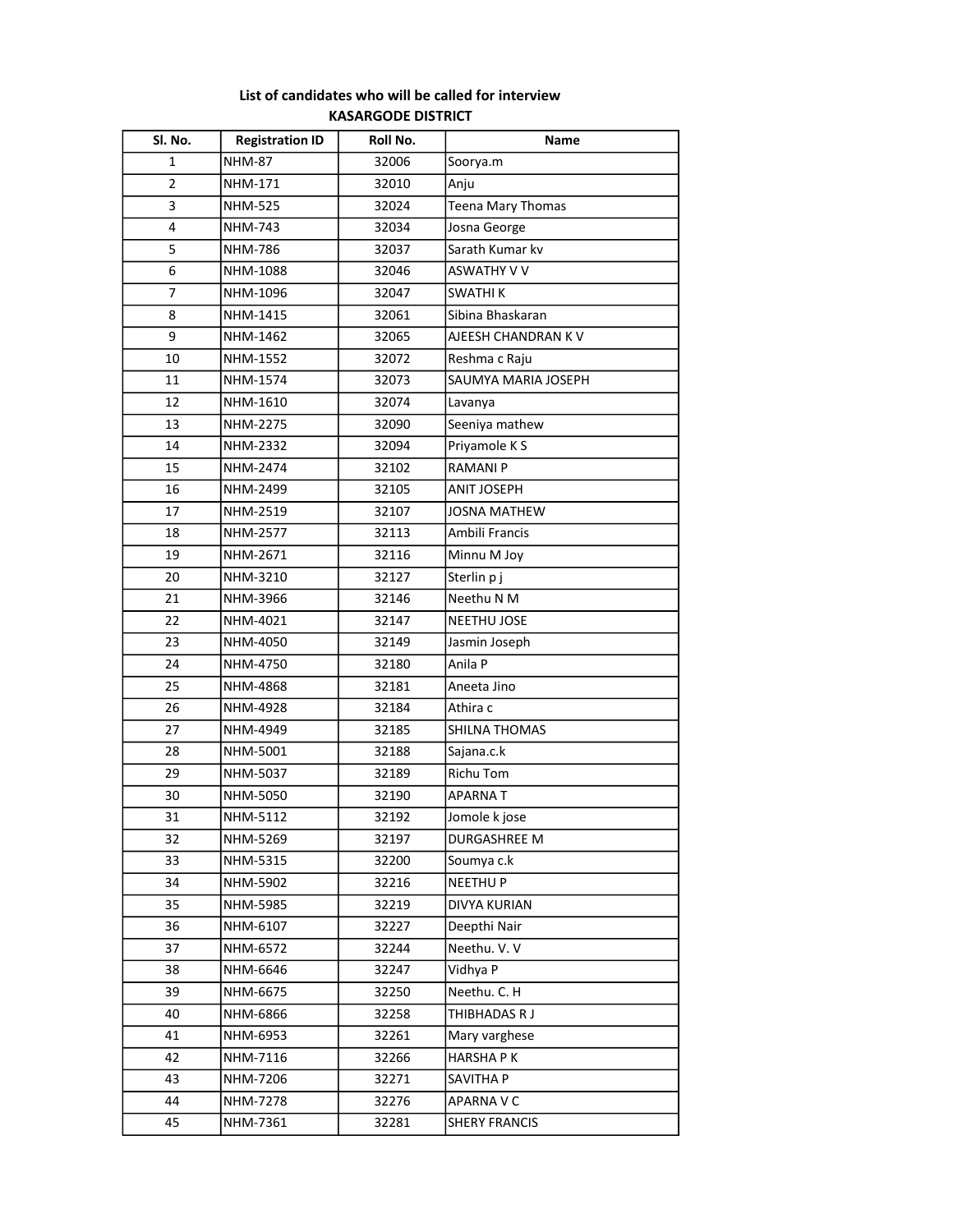**List of candidates who will be called for interview**

**KASARGODE DISTRICT**

| Sl. No. | Registration ID | Roll No. | Name |
|---|---|---|---|
| 1 | NHM-87 | 32006 | Soorya.m |
| 2 | NHM-171 | 32010 | Anju |
| 3 | NHM-525 | 32024 | Teena Mary Thomas |
| 4 | NHM-743 | 32034 | Josna George |
| 5 | NHM-786 | 32037 | Sarath Kumar kv |
| 6 | NHM-1088 | 32046 | ASWATHY V V |
| 7 | NHM-1096 | 32047 | SWATHI K |
| 8 | NHM-1415 | 32061 | Sibina Bhaskaran |
| 9 | NHM-1462 | 32065 | AJEESH CHANDRAN K V |
| 10 | NHM-1552 | 32072 | Reshma c Raju |
| 11 | NHM-1574 | 32073 | SAUMYA MARIA JOSEPH |
| 12 | NHM-1610 | 32074 | Lavanya |
| 13 | NHM-2275 | 32090 | Seeniya mathew |
| 14 | NHM-2332 | 32094 | Priyamole K S |
| 15 | NHM-2474 | 32102 | RAMANI P |
| 16 | NHM-2499 | 32105 | ANIT JOSEPH |
| 17 | NHM-2519 | 32107 | JOSNA MATHEW |
| 18 | NHM-2577 | 32113 | Ambili Francis |
| 19 | NHM-2671 | 32116 | Minnu M Joy |
| 20 | NHM-3210 | 32127 | Sterlin p j |
| 21 | NHM-3966 | 32146 | Neethu N M |
| 22 | NHM-4021 | 32147 | NEETHU JOSE |
| 23 | NHM-4050 | 32149 | Jasmin Joseph |
| 24 | NHM-4750 | 32180 | Anila P |
| 25 | NHM-4868 | 32181 | Aneeta Jino |
| 26 | NHM-4928 | 32184 | Athira c |
| 27 | NHM-4949 | 32185 | SHILNA THOMAS |
| 28 | NHM-5001 | 32188 | Sajana.c.k |
| 29 | NHM-5037 | 32189 | Richu Tom |
| 30 | NHM-5050 | 32190 | APARNA T |
| 31 | NHM-5112 | 32192 | Jomole k jose |
| 32 | NHM-5269 | 32197 | DURGASHREE M |
| 33 | NHM-5315 | 32200 | Soumya c.k |
| 34 | NHM-5902 | 32216 | NEETHU P |
| 35 | NHM-5985 | 32219 | DIVYA KURIAN |
| 36 | NHM-6107 | 32227 | Deepthi Nair |
| 37 | NHM-6572 | 32244 | Neethu. V. V |
| 38 | NHM-6646 | 32247 | Vidhya P |
| 39 | NHM-6675 | 32250 | Neethu. C. H |
| 40 | NHM-6866 | 32258 | THIBHADAS R J |
| 41 | NHM-6953 | 32261 | Mary varghese |
| 42 | NHM-7116 | 32266 | HARSHA P K |
| 43 | NHM-7206 | 32271 | SAVITHA P |
| 44 | NHM-7278 | 32276 | APARNA V C |
| 45 | NHM-7361 | 32281 | SHERY FRANCIS |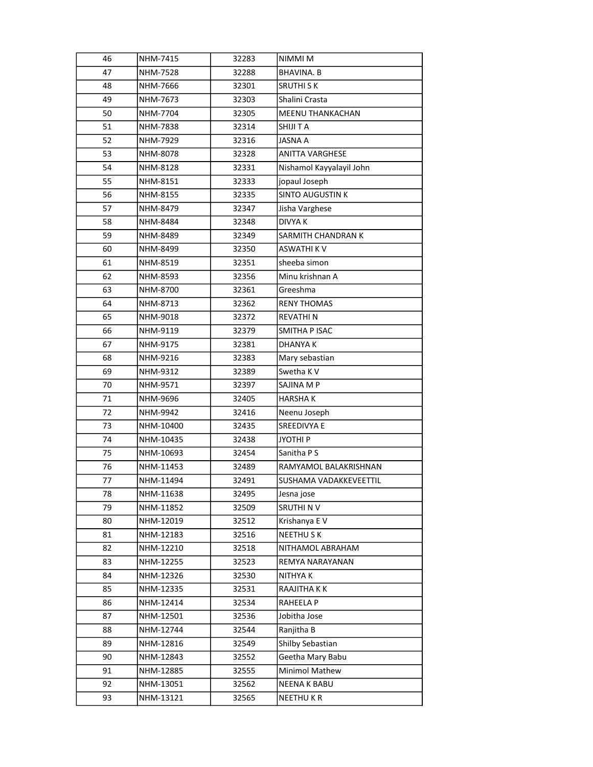| 46 | NHM-7415 | 32283 | NIMMI M |
|---|---|---|---|
| 47 | NHM-7528 | 32288 | BHAVINA. B |
| 48 | NHM-7666 | 32301 | SRUTHI S K |
| 49 | NHM-7673 | 32303 | Shalini Crasta |
| 50 | NHM-7704 | 32305 | MEENU THANKACHAN |
| 51 | NHM-7838 | 32314 | SHIJI T A |
| 52 | NHM-7929 | 32316 | JASNA A |
| 53 | NHM-8078 | 32328 | ANITTA VARGHESE |
| 54 | NHM-8128 | 32331 | Nishamol Kayyalayil John |
| 55 | NHM-8151 | 32333 | jopaul Joseph |
| 56 | NHM-8155 | 32335 | SINTO AUGUSTIN K |
| 57 | NHM-8479 | 32347 | Jisha Varghese |
| 58 | NHM-8484 | 32348 | DIVYA K |
| 59 | NHM-8489 | 32349 | SARMITH CHANDRAN K |
| 60 | NHM-8499 | 32350 | ASWATHI K V |
| 61 | NHM-8519 | 32351 | sheeba simon |
| 62 | NHM-8593 | 32356 | Minu krishnan A |
| 63 | NHM-8700 | 32361 | Greeshma |
| 64 | NHM-8713 | 32362 | RENY THOMAS |
| 65 | NHM-9018 | 32372 | REVATHI N |
| 66 | NHM-9119 | 32379 | SMITHA P ISAC |
| 67 | NHM-9175 | 32381 | DHANYA K |
| 68 | NHM-9216 | 32383 | Mary sebastian |
| 69 | NHM-9312 | 32389 | Swetha K V |
| 70 | NHM-9571 | 32397 | SAJINA M P |
| 71 | NHM-9696 | 32405 | HARSHA K |
| 72 | NHM-9942 | 32416 | Neenu Joseph |
| 73 | NHM-10400 | 32435 | SREEDIVYA E |
| 74 | NHM-10435 | 32438 | JYOTHI P |
| 75 | NHM-10693 | 32454 | Sanitha P S |
| 76 | NHM-11453 | 32489 | RAMYAMOL BALAKRISHNAN |
| 77 | NHM-11494 | 32491 | SUSHAMA VADAKKEVEETTIL |
| 78 | NHM-11638 | 32495 | Jesna jose |
| 79 | NHM-11852 | 32509 | SRUTHI N V |
| 80 | NHM-12019 | 32512 | Krishanya E V |
| 81 | NHM-12183 | 32516 | NEETHU S K |
| 82 | NHM-12210 | 32518 | NITHAMOL ABRAHAM |
| 83 | NHM-12255 | 32523 | REMYA NARAYANAN |
| 84 | NHM-12326 | 32530 | NITHYA K |
| 85 | NHM-12335 | 32531 | RAAJITHA K K |
| 86 | NHM-12414 | 32534 | RAHEELA P |
| 87 | NHM-12501 | 32536 | Jobitha Jose |
| 88 | NHM-12744 | 32544 | Ranjitha B |
| 89 | NHM-12816 | 32549 | Shilby Sebastian |
| 90 | NHM-12843 | 32552 | Geetha Mary Babu |
| 91 | NHM-12885 | 32555 | Minimol Mathew |
| 92 | NHM-13051 | 32562 | NEENA K BABU |
| 93 | NHM-13121 | 32565 | NEETHU K R |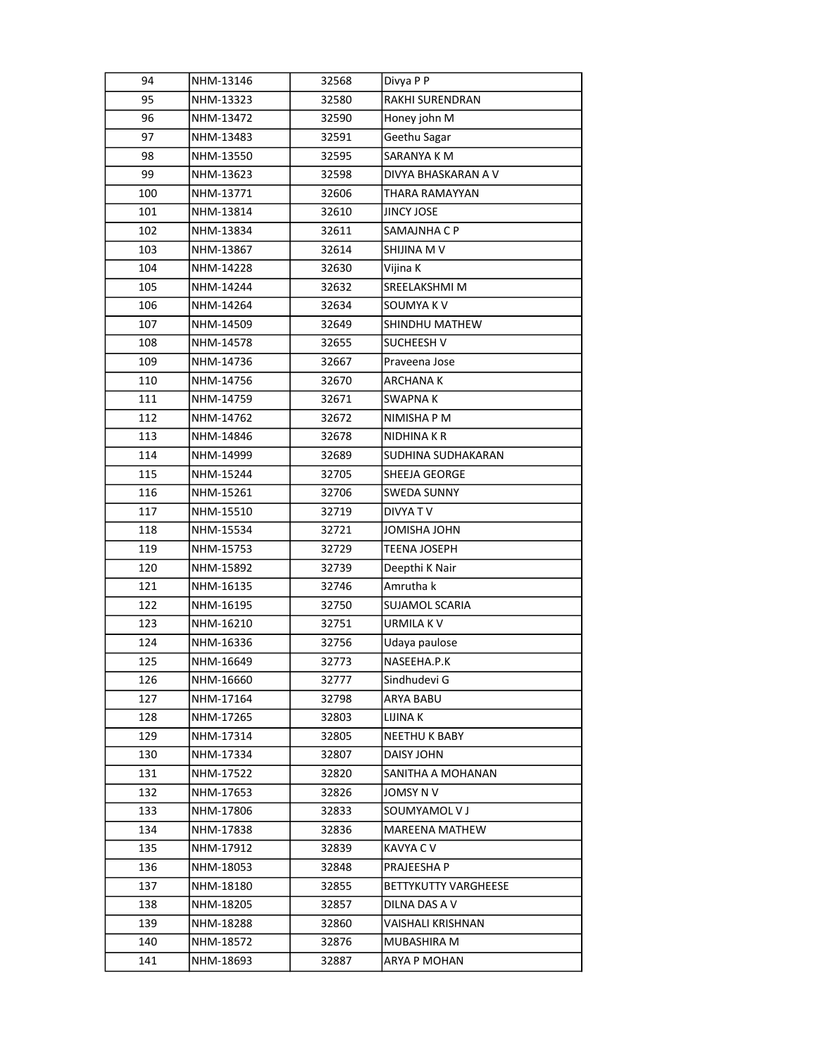| 94 | NHM-13146 | 32568 | Divya P P |
|---|---|---|---|
| 95 | NHM-13323 | 32580 | RAKHI SURENDRAN |
| 96 | NHM-13472 | 32590 | Honey john M |
| 97 | NHM-13483 | 32591 | Geethu Sagar |
| 98 | NHM-13550 | 32595 | SARANYA K M |
| 99 | NHM-13623 | 32598 | DIVYA BHASKARAN A V |
| 100 | NHM-13771 | 32606 | THARA RAMAYYAN |
| 101 | NHM-13814 | 32610 | JINCY JOSE |
| 102 | NHM-13834 | 32611 | SAMAJNHA C P |
| 103 | NHM-13867 | 32614 | SHIJINA M V |
| 104 | NHM-14228 | 32630 | Vijina K |
| 105 | NHM-14244 | 32632 | SREELAKSHMI M |
| 106 | NHM-14264 | 32634 | SOUMYA K V |
| 107 | NHM-14509 | 32649 | SHINDHU MATHEW |
| 108 | NHM-14578 | 32655 | SUCHEESH V |
| 109 | NHM-14736 | 32667 | Praveena Jose |
| 110 | NHM-14756 | 32670 | ARCHANA K |
| 111 | NHM-14759 | 32671 | SWAPNA K |
| 112 | NHM-14762 | 32672 | NIMISHA P M |
| 113 | NHM-14846 | 32678 | NIDHINA K R |
| 114 | NHM-14999 | 32689 | SUDHINA SUDHAKARAN |
| 115 | NHM-15244 | 32705 | SHEEJA GEORGE |
| 116 | NHM-15261 | 32706 | SWEDA SUNNY |
| 117 | NHM-15510 | 32719 | DIVYA T V |
| 118 | NHM-15534 | 32721 | JOMISHA JOHN |
| 119 | NHM-15753 | 32729 | TEENA JOSEPH |
| 120 | NHM-15892 | 32739 | Deepthi K Nair |
| 121 | NHM-16135 | 32746 | Amrutha k |
| 122 | NHM-16195 | 32750 | SUJAMOL SCARIA |
| 123 | NHM-16210 | 32751 | URMILA K V |
| 124 | NHM-16336 | 32756 | Udaya paulose |
| 125 | NHM-16649 | 32773 | NASEEHA.P.K |
| 126 | NHM-16660 | 32777 | Sindhudevi G |
| 127 | NHM-17164 | 32798 | ARYA BABU |
| 128 | NHM-17265 | 32803 | LIJINA K |
| 129 | NHM-17314 | 32805 | NEETHU K BABY |
| 130 | NHM-17334 | 32807 | DAISY JOHN |
| 131 | NHM-17522 | 32820 | SANITHA A MOHANAN |
| 132 | NHM-17653 | 32826 | JOMSY N V |
| 133 | NHM-17806 | 32833 | SOUMYAMOL V J |
| 134 | NHM-17838 | 32836 | MAREENA MATHEW |
| 135 | NHM-17912 | 32839 | KAVYA C V |
| 136 | NHM-18053 | 32848 | PRAJEESHA P |
| 137 | NHM-18180 | 32855 | BETTYKUTTY VARGHEESE |
| 138 | NHM-18205 | 32857 | DILNA DAS A V |
| 139 | NHM-18288 | 32860 | VAISHALI KRISHNAN |
| 140 | NHM-18572 | 32876 | MUBASHIRA M |
| 141 | NHM-18693 | 32887 | ARYA P MOHAN |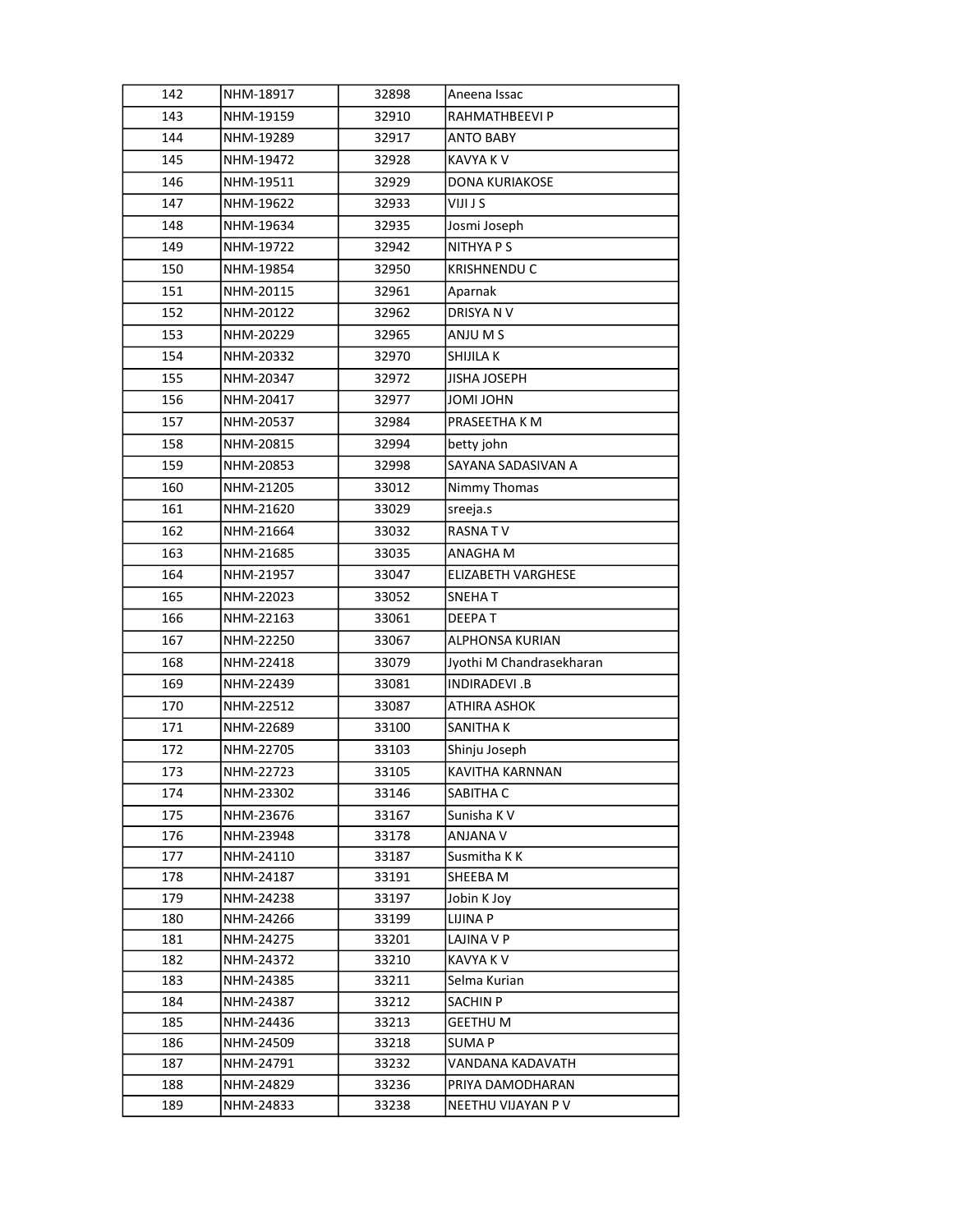| 142 | NHM-18917 | 32898 | Aneena Issac |
|---|---|---|---|
| 143 | NHM-19159 | 32910 | RAHMATHBEEVI P |
| 144 | NHM-19289 | 32917 | ANTO BABY |
| 145 | NHM-19472 | 32928 | KAVYA K V |
| 146 | NHM-19511 | 32929 | DONA KURIAKOSE |
| 147 | NHM-19622 | 32933 | VIJI J S |
| 148 | NHM-19634 | 32935 | Josmi Joseph |
| 149 | NHM-19722 | 32942 | NITHYA P S |
| 150 | NHM-19854 | 32950 | KRISHNENDU C |
| 151 | NHM-20115 | 32961 | Aparnak |
| 152 | NHM-20122 | 32962 | DRISYA N V |
| 153 | NHM-20229 | 32965 | ANJU M S |
| 154 | NHM-20332 | 32970 | SHIJILA K |
| 155 | NHM-20347 | 32972 | JISHA JOSEPH |
| 156 | NHM-20417 | 32977 | JOMI JOHN |
| 157 | NHM-20537 | 32984 | PRASEETHA K M |
| 158 | NHM-20815 | 32994 | betty john |
| 159 | NHM-20853 | 32998 | SAYANA SADASIVAN A |
| 160 | NHM-21205 | 33012 | Nimmy Thomas |
| 161 | NHM-21620 | 33029 | sreeja.s |
| 162 | NHM-21664 | 33032 | RASNA T V |
| 163 | NHM-21685 | 33035 | ANAGHA M |
| 164 | NHM-21957 | 33047 | ELIZABETH VARGHESE |
| 165 | NHM-22023 | 33052 | SNEHA T |
| 166 | NHM-22163 | 33061 | DEEPA T |
| 167 | NHM-22250 | 33067 | ALPHONSA KURIAN |
| 168 | NHM-22418 | 33079 | Jyothi M Chandrasekharan |
| 169 | NHM-22439 | 33081 | INDIRADEVI .B |
| 170 | NHM-22512 | 33087 | ATHIRA ASHOK |
| 171 | NHM-22689 | 33100 | SANITHA K |
| 172 | NHM-22705 | 33103 | Shinju Joseph |
| 173 | NHM-22723 | 33105 | KAVITHA KARNNAN |
| 174 | NHM-23302 | 33146 | SABITHA C |
| 175 | NHM-23676 | 33167 | Sunisha K V |
| 176 | NHM-23948 | 33178 | ANJANA V |
| 177 | NHM-24110 | 33187 | Susmitha K K |
| 178 | NHM-24187 | 33191 | SHEEBA M |
| 179 | NHM-24238 | 33197 | Jobin K Joy |
| 180 | NHM-24266 | 33199 | LIJINA P |
| 181 | NHM-24275 | 33201 | LAJINA V P |
| 182 | NHM-24372 | 33210 | KAVYA K V |
| 183 | NHM-24385 | 33211 | Selma Kurian |
| 184 | NHM-24387 | 33212 | SACHIN P |
| 185 | NHM-24436 | 33213 | GEETHU M |
| 186 | NHM-24509 | 33218 | SUMA P |
| 187 | NHM-24791 | 33232 | VANDANA KADAVATH |
| 188 | NHM-24829 | 33236 | PRIYA DAMODHARAN |
| 189 | NHM-24833 | 33238 | NEETHU VIJAYAN P V |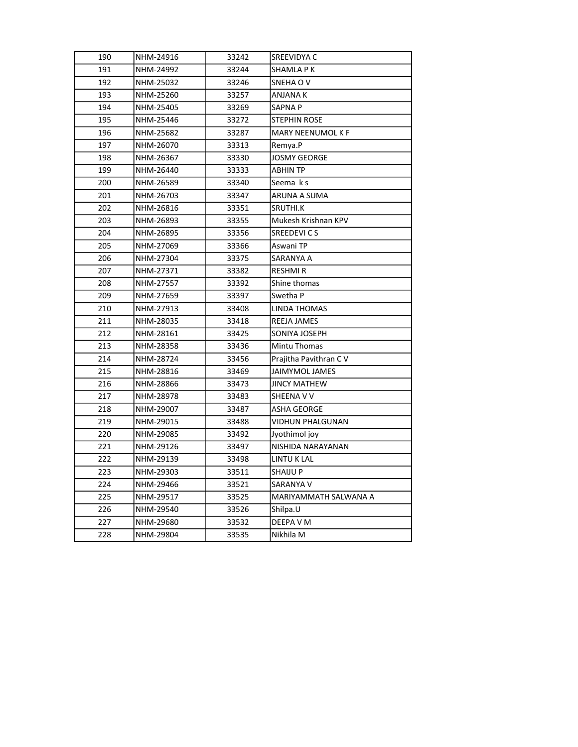| | | | |
|---|---|---|---|
| 190 | NHM-24916 | 33242 | SREEVIDYA C |
| 191 | NHM-24992 | 33244 | SHAMLA P K |
| 192 | NHM-25032 | 33246 | SNEHA O V |
| 193 | NHM-25260 | 33257 | ANJANA K |
| 194 | NHM-25405 | 33269 | SAPNA P |
| 195 | NHM-25446 | 33272 | STEPHIN ROSE |
| 196 | NHM-25682 | 33287 | MARY NEENUMOL K F |
| 197 | NHM-26070 | 33313 | Remya.P |
| 198 | NHM-26367 | 33330 | JOSMY GEORGE |
| 199 | NHM-26440 | 33333 | ABHIN TP |
| 200 | NHM-26589 | 33340 | Seema k s |
| 201 | NHM-26703 | 33347 | ARUNA A SUMA |
| 202 | NHM-26816 | 33351 | SRUTHI.K |
| 203 | NHM-26893 | 33355 | Mukesh Krishnan KPV |
| 204 | NHM-26895 | 33356 | SREEDEVI C S |
| 205 | NHM-27069 | 33366 | Aswani TP |
| 206 | NHM-27304 | 33375 | SARANYA A |
| 207 | NHM-27371 | 33382 | RESHMI R |
| 208 | NHM-27557 | 33392 | Shine thomas |
| 209 | NHM-27659 | 33397 | Swetha P |
| 210 | NHM-27913 | 33408 | LINDA THOMAS |
| 211 | NHM-28035 | 33418 | REEJA JAMES |
| 212 | NHM-28161 | 33425 | SONIYA JOSEPH |
| 213 | NHM-28358 | 33436 | Mintu Thomas |
| 214 | NHM-28724 | 33456 | Prajitha Pavithran C V |
| 215 | NHM-28816 | 33469 | JAIMYMOL JAMES |
| 216 | NHM-28866 | 33473 | JINCY MATHEW |
| 217 | NHM-28978 | 33483 | SHEENA V V |
| 218 | NHM-29007 | 33487 | ASHA GEORGE |
| 219 | NHM-29015 | 33488 | VIDHUN PHALGUNAN |
| 220 | NHM-29085 | 33492 | Jyothimol joy |
| 221 | NHM-29126 | 33497 | NISHIDA NARAYANAN |
| 222 | NHM-29139 | 33498 | LINTU K LAL |
| 223 | NHM-29303 | 33511 | SHAIJU P |
| 224 | NHM-29466 | 33521 | SARANYA V |
| 225 | NHM-29517 | 33525 | MARIYAMMATH SALWANA A |
| 226 | NHM-29540 | 33526 | Shilpa.U |
| 227 | NHM-29680 | 33532 | DEEPA V M |
| 228 | NHM-29804 | 33535 | Nikhila M |